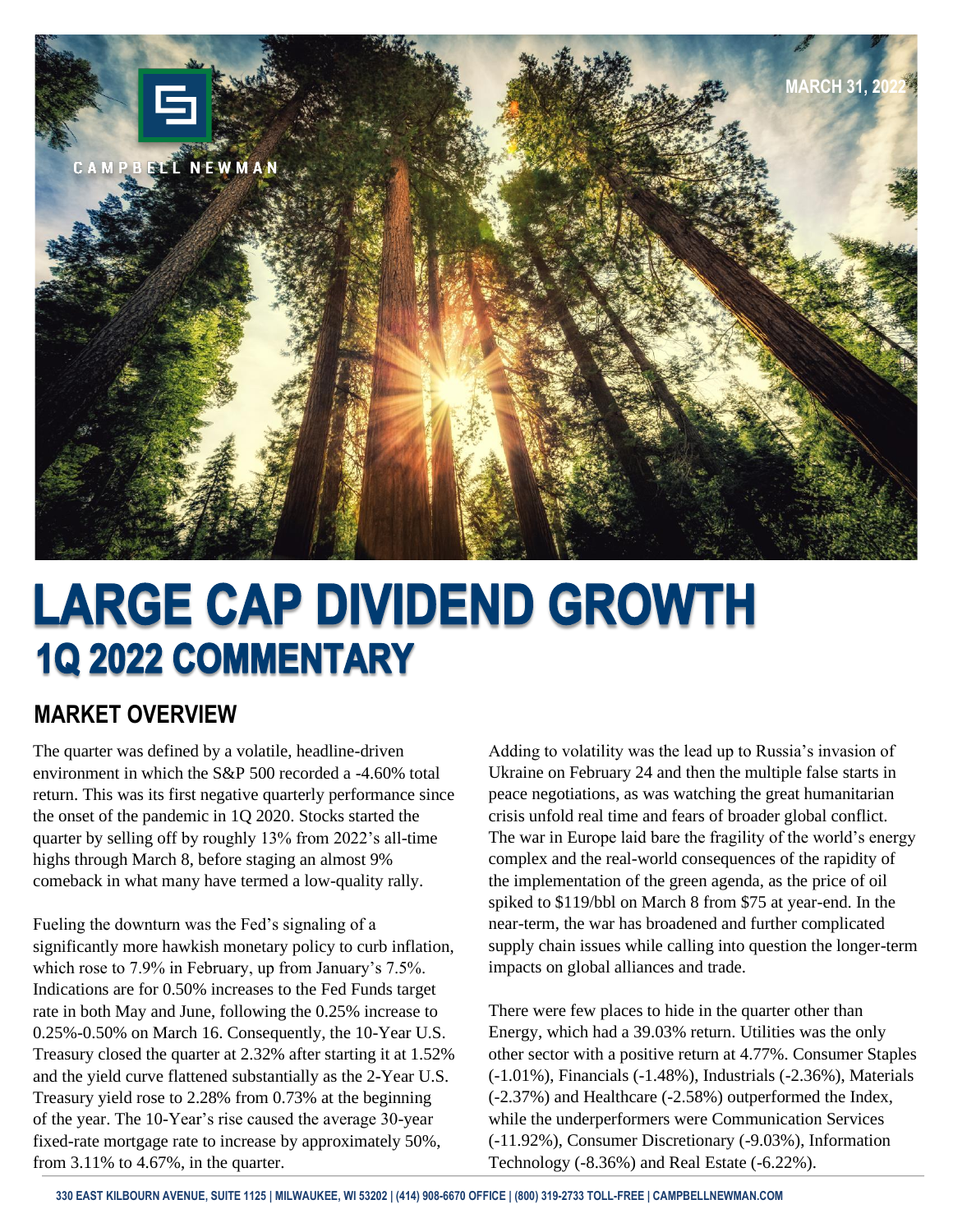CAMPBELL NEWMAN

MARCH 31, 2022

# LARGE CAP DIVIDEND GROWTH
## 1Q 2022 COMMENTARY

## MARKET OVERVIEW

The quarter was defined by a volatile, headline-driven environment in which the S&P 500 recorded a -4.60% total return. This was its first negative quarterly performance since the onset of the pandemic in 1Q 2020. Stocks started the quarter by selling off by roughly 13% from 2022's all-time highs through March 8, before staging an almost 9% comeback in what many have termed a low-quality rally.

Fueling the downturn was the Fed's signaling of a significantly more hawkish monetary policy to curb inflation, which rose to 7.9% in February, up from January's 7.5%. Indications are for 0.50% increases to the Fed Funds target rate in both May and June, following the 0.25% increase to 0.25%-0.50% on March 16. Consequently, the 10-Year U.S. Treasury closed the quarter at 2.32% after starting it at 1.52% and the yield curve flattened substantially as the 2-Year U.S. Treasury yield rose to 2.28% from 0.73% at the beginning of the year. The 10-Year's rise caused the average 30-year fixed-rate mortgage rate to increase by approximately 50%, from 3.11% to 4.67%, in the quarter.

Adding to volatility was the lead up to Russia's invasion of Ukraine on February 24 and then the multiple false starts in peace negotiations, as was watching the great humanitarian crisis unfold real time and fears of broader global conflict. The war in Europe laid bare the fragility of the world's energy complex and the real-world consequences of the rapidity of the implementation of the green agenda, as the price of oil spiked to $119/bbl on March 8 from $75 at year-end. In the near-term, the war has broadened and further complicated supply chain issues while calling into question the longer-term impacts on global alliances and trade.

There were few places to hide in the quarter other than Energy, which had a 39.03% return. Utilities was the only other sector with a positive return at 4.77%. Consumer Staples (-1.01%), Financials (-1.48%), Industrials (-2.36%), Materials (-2.37%) and Healthcare (-2.58%) outperformed the Index, while the underperformers were Communication Services (-11.92%), Consumer Discretionary (-9.03%), Information Technology (-8.36%) and Real Estate (-6.22%).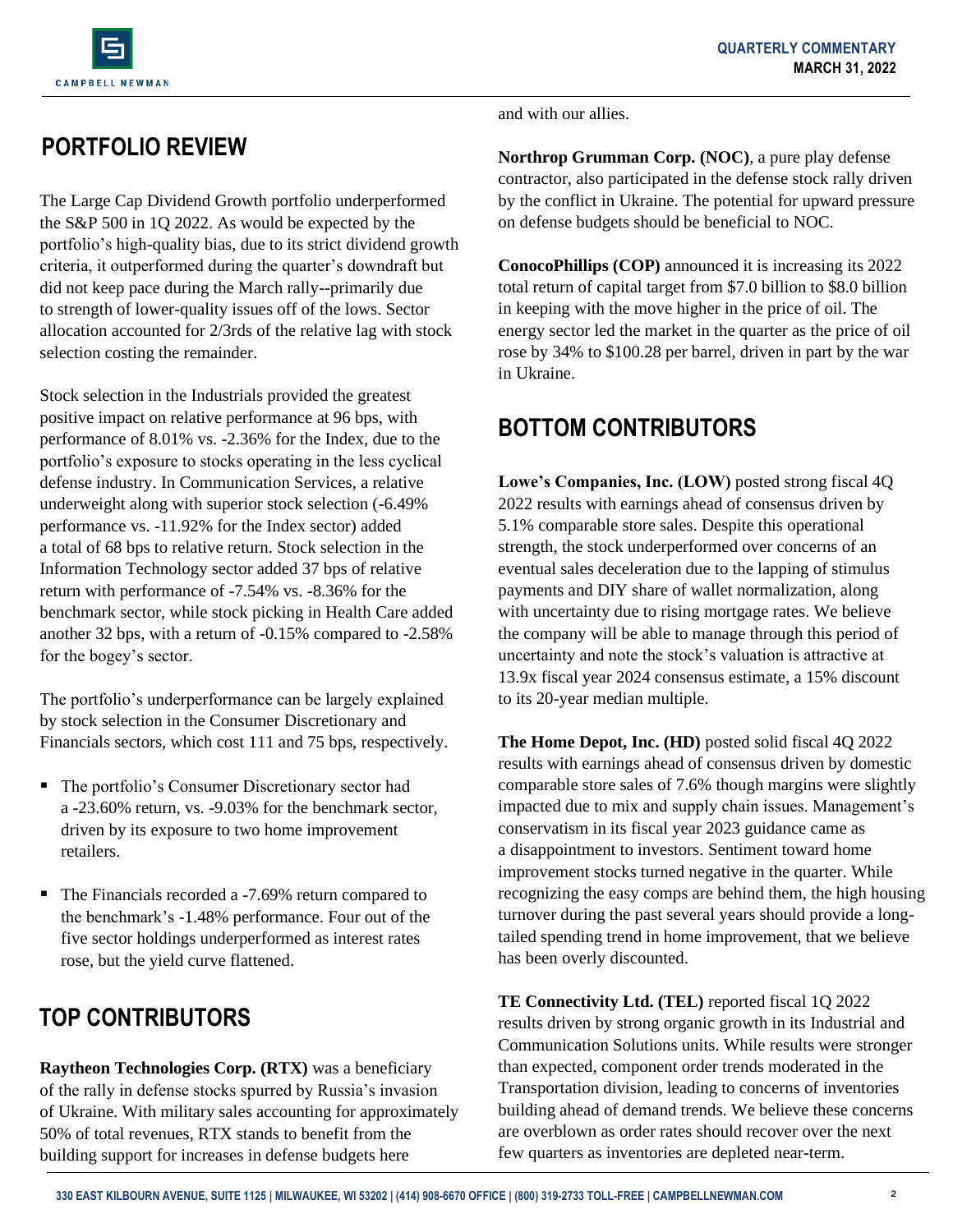## PORTFOLIO REVIEW

The Large Cap Dividend Growth portfolio underperformed the S&P 500 in 1Q 2022. As would be expected by the portfolio's high-quality bias, due to its strict dividend growth criteria, it outperformed during the quarter's downdraft but did not keep pace during the March rally--primarily due to strength of lower-quality issues off of the lows. Sector allocation accounted for 2/3rds of the relative lag with stock selection costing the remainder.

Stock selection in the Industrials provided the greatest positive impact on relative performance at 96 bps, with performance of 8.01% vs. -2.36% for the Index, due to the portfolio's exposure to stocks operating in the less cyclical defense industry. In Communication Services, a relative underweight along with superior stock selection (-6.49% performance vs. -11.92% for the Index sector) added a total of 68 bps to relative return. Stock selection in the Information Technology sector added 37 bps of relative return with performance of -7.54% vs. -8.36% for the benchmark sector, while stock picking in Health Care added another 32 bps, with a return of -0.15% compared to -2.58% for the bogey's sector.

The portfolio's underperformance can be largely explained by stock selection in the Consumer Discretionary and Financials sectors, which cost 111 and 75 bps, respectively.

- The portfolio's Consumer Discretionary sector had a -23.60% return, vs. -9.03% for the benchmark sector, driven by its exposure to two home improvement retailers.
- The Financials recorded a -7.69% return compared to the benchmark's -1.48% performance. Four out of the five sector holdings underperformed as interest rates rose, but the yield curve flattened.

## TOP CONTRIBUTORS

**Raytheon Technologies Corp. (RTX)** was a beneficiary of the rally in defense stocks spurred by Russia's invasion of Ukraine. With military sales accounting for approximately 50% of total revenues, RTX stands to benefit from the building support for increases in defense budgets here and with our allies.

**Northrop Grumman Corp. (NOC)**, a pure play defense contractor, also participated in the defense stock rally driven by the conflict in Ukraine. The potential for upward pressure on defense budgets should be beneficial to NOC.

**ConocoPhillips (COP)** announced it is increasing its 2022 total return of capital target from $7.0 billion to $8.0 billion in keeping with the move higher in the price of oil. The energy sector led the market in the quarter as the price of oil rose by 34% to $100.28 per barrel, driven in part by the war in Ukraine.

## BOTTOM CONTRIBUTORS

**Lowe's Companies, Inc. (LOW)** posted strong fiscal 4Q 2022 results with earnings ahead of consensus driven by 5.1% comparable store sales. Despite this operational strength, the stock underperformed over concerns of an eventual sales deceleration due to the lapping of stimulus payments and DIY share of wallet normalization, along with uncertainty due to rising mortgage rates. We believe the company will be able to manage through this period of uncertainty and note the stock's valuation is attractive at 13.9x fiscal year 2024 consensus estimate, a 15% discount to its 20-year median multiple.

**The Home Depot, Inc. (HD)** posted solid fiscal 4Q 2022 results with earnings ahead of consensus driven by domestic comparable store sales of 7.6% though margins were slightly impacted due to mix and supply chain issues. Management's conservatism in its fiscal year 2023 guidance came as a disappointment to investors. Sentiment toward home improvement stocks turned negative in the quarter. While recognizing the easy comps are behind them, the high housing turnover during the past several years should provide a long-tailed spending trend in home improvement, that we believe has been overly discounted.

**TE Connectivity Ltd. (TEL)** reported fiscal 1Q 2022 results driven by strong organic growth in its Industrial and Communication Solutions units. While results were stronger than expected, component order trends moderated in the Transportation division, leading to concerns of inventories building ahead of demand trends. We believe these concerns are overblown as order rates should recover over the next few quarters as inventories are depleted near-term.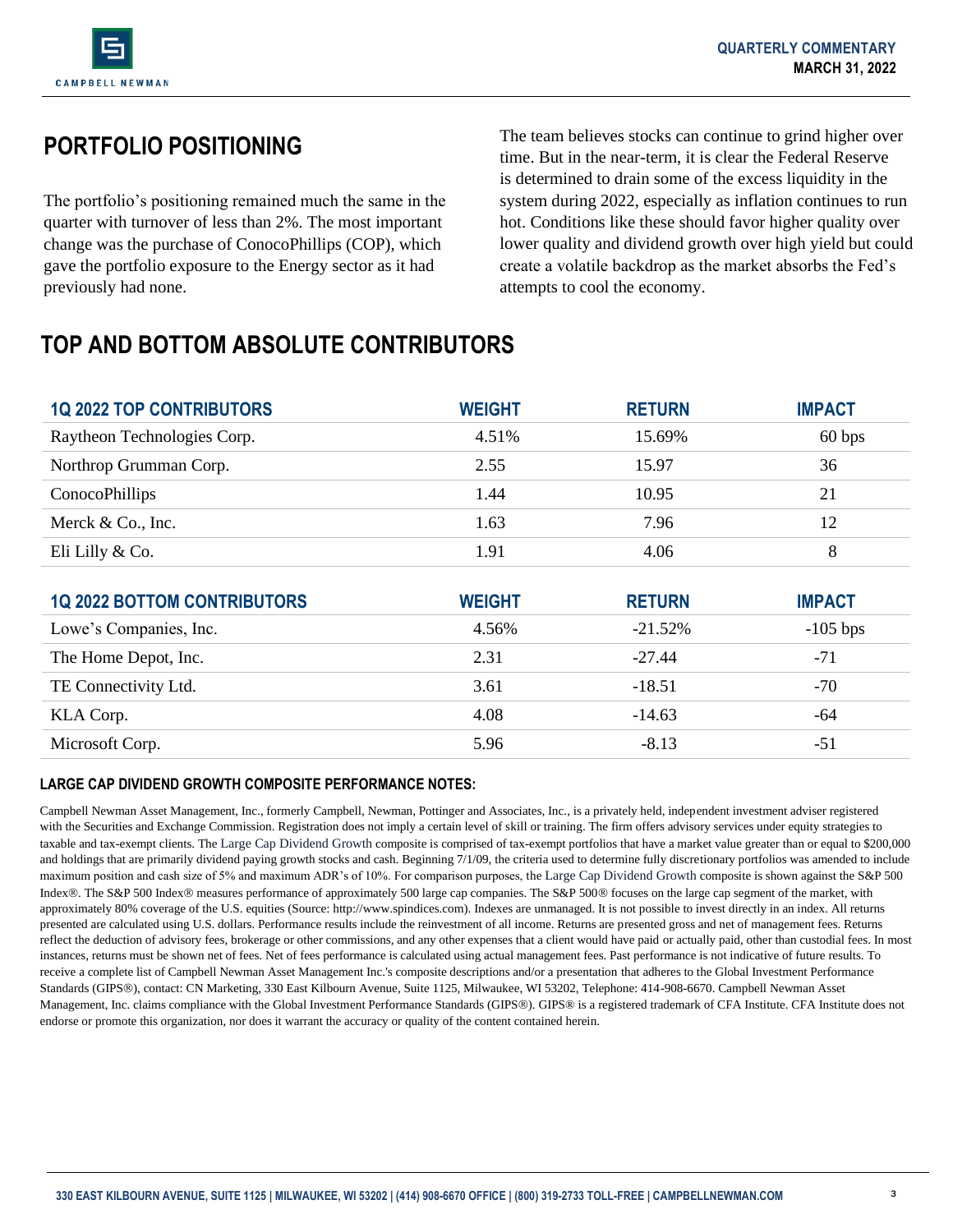## PORTFOLIO POSITIONING

The portfolio's positioning remained much the same in the quarter with turnover of less than 2%. The most important change was the purchase of ConocoPhillips (COP), which gave the portfolio exposure to the Energy sector as it had previously had none.

The team believes stocks can continue to grind higher over time. But in the near-term, it is clear the Federal Reserve is determined to drain some of the excess liquidity in the system during 2022, especially as inflation continues to run hot. Conditions like these should favor higher quality over lower quality and dividend growth over high yield but could create a volatile backdrop as the market absorbs the Fed's attempts to cool the economy.

## TOP AND BOTTOM ABSOLUTE CONTRIBUTORS

| 1Q 2022 TOP CONTRIBUTORS | WEIGHT | RETURN | IMPACT |
|---|---|---|---|
| Raytheon Technologies Corp. | 4.51% | 15.69% | 60 bps |
| Northrop Grumman Corp. | 2.55 | 15.97 | 36 |
| ConocoPhillips | 1.44 | 10.95 | 21 |
| Merck & Co., Inc. | 1.63 | 7.96 | 12 |
| Eli Lilly & Co. | 1.91 | 4.06 | 8 |

| 1Q 2022 BOTTOM CONTRIBUTORS | WEIGHT | RETURN | IMPACT |
|---|---|---|---|
| Lowe's Companies, Inc. | 4.56% | -21.52% | -105 bps |
| The Home Depot, Inc. | 2.31 | -27.44 | -71 |
| TE Connectivity Ltd. | 3.61 | -18.51 | -70 |
| KLA Corp. | 4.08 | -14.63 | -64 |
| Microsoft Corp. | 5.96 | -8.13 | -51 |

### LARGE CAP DIVIDEND GROWTH COMPOSITE PERFORMANCE NOTES:

Campbell Newman Asset Management, Inc., formerly Campbell, Newman, Pottinger and Associates, Inc., is a privately held, independent investment adviser registered with the Securities and Exchange Commission. Registration does not imply a certain level of skill or training. The firm offers advisory services under equity strategies to taxable and tax-exempt clients. The Large Cap Dividend Growth composite is comprised of tax-exempt portfolios that have a market value greater than or equal to $200,000 and holdings that are primarily dividend paying growth stocks and cash. Beginning 7/1/09, the criteria used to determine fully discretionary portfolios was amended to include maximum position and cash size of 5% and maximum ADR's of 10%. For comparison purposes, the Large Cap Dividend Growth composite is shown against the S&P 500 Index®. The S&P 500 Index® measures performance of approximately 500 large cap companies. The S&P 500® focuses on the large cap segment of the market, with approximately 80% coverage of the U.S. equities (Source: http://www.spindices.com). Indexes are unmanaged. It is not possible to invest directly in an index. All returns presented are calculated using U.S. dollars. Performance results include the reinvestment of all income. Returns are presented gross and net of management fees. Returns reflect the deduction of advisory fees, brokerage or other commissions, and any other expenses that a client would have paid or actually paid, other than custodial fees. In most instances, returns must be shown net of fees. Net of fees performance is calculated using actual management fees. Past performance is not indicative of future results. To receive a complete list of Campbell Newman Asset Management Inc.'s composite descriptions and/or a presentation that adheres to the Global Investment Performance Standards (GIPS®), contact: CN Marketing, 330 East Kilbourn Avenue, Suite 1125, Milwaukee, WI 53202, Telephone: 414-908-6670. Campbell Newman Asset Management, Inc. claims compliance with the Global Investment Performance Standards (GIPS®). GIPS® is a registered trademark of CFA Institute. CFA Institute does not endorse or promote this organization, nor does it warrant the accuracy or quality of the content contained herein.